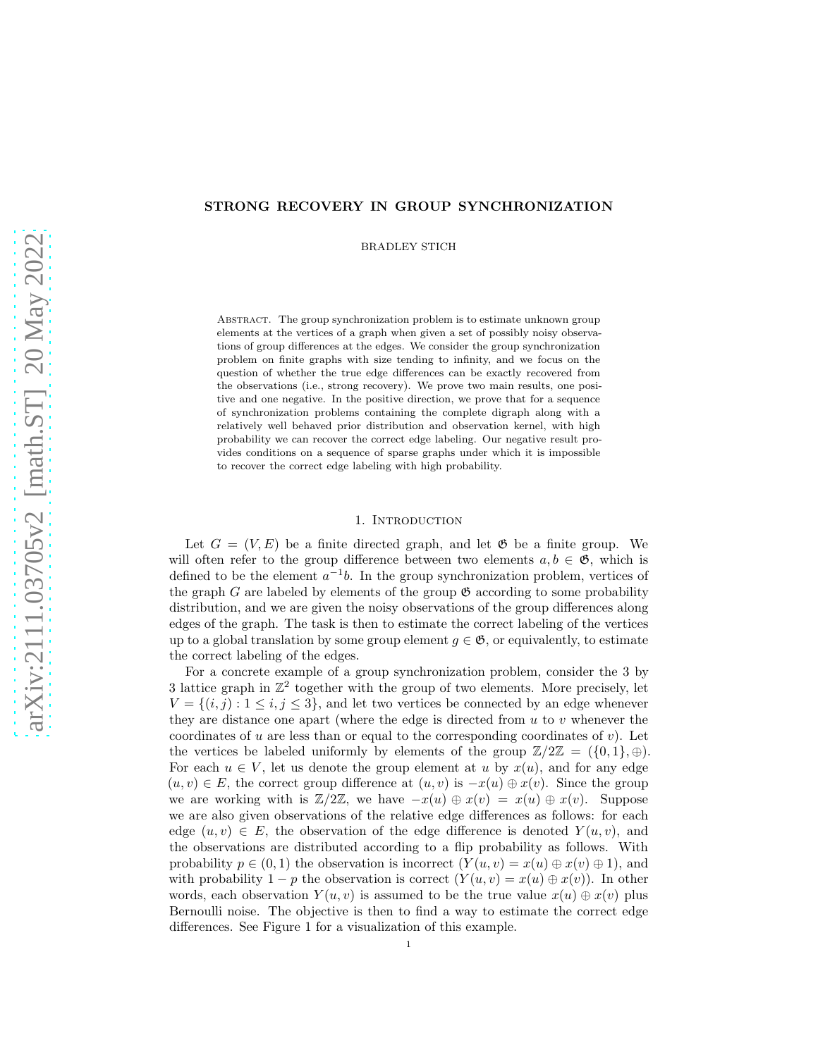# STRONG RECOVERY IN GROUP SYNCHRONIZATION

BRADLEY STICH

Abstract. The group synchronization problem is to estimate unknown group elements at the vertices of a graph when given a set of possibly noisy observations of group differences at the edges. We consider the group synchronization problem on finite graphs with size tending to infinity, and we focus on the question of whether the true edge differences can be exactly recovered from the observations (i.e., strong recovery). We prove two main results, one positive and one negative. In the positive direction, we prove that for a sequence of synchronization problems containing the complete digraph along with a relatively well behaved prior distribution and observation kernel, with high probability we can recover the correct edge labeling. Our negative result provides conditions on a sequence of sparse graphs under which it is impossible to recover the correct edge labeling with high probability.

## 1. Introduction

Let $G = (V, E)$ be a finite directed graph, and let $\mathfrak{G}$ be a finite group. We will often refer to the group difference between two elements $a, b \in \mathfrak{G}$, which is defined to be the element $a^{-1}b$. In the group synchronization problem, vertices of the graph $G$ are labeled by elements of the group $\mathfrak{G}$ according to some probability distribution, and we are given the noisy observations of the group differences along edges of the graph. The task is then to estimate the correct labeling of the vertices up to a global translation by some group element $g \in \mathfrak{G}$, or equivalently, to estimate the correct labeling of the edges.

For a concrete example of a group synchronization problem, consider the 3 by 3 lattice graph in $\mathbb{Z}^2$ together with the group of two elements. More precisely, let $V = \{(i, j) : 1 \le i, j \le 3\}$, and let two vertices be connected by an edge whenever they are distance one apart (where the edge is directed from $u$ to $v$ whenever the coordinates of $u$ are less than or equal to the corresponding coordinates of $v$). Let the vertices be labeled uniformly by elements of the group $\mathbb{Z}/2\mathbb{Z} = (\{0, 1\}, \oplus)$. For each $u \in V$, let us denote the group element at $u$ by $x(u)$, and for any edge $(u, v) \in E$, the correct group difference at $(u, v)$ is $-x(u) \oplus x(v)$. Since the group we are working with is $\mathbb{Z}/2\mathbb{Z}$, we have $-x(u) \oplus x(v) = x(u) \oplus x(v)$. Suppose we are also given observations of the relative edge differences as follows: for each edge $(u, v) \in E$, the observation of the edge difference is denoted $Y(u, v)$, and the observations are distributed according to a flip probability as follows. With probability $p \in (0, 1)$ the observation is incorrect ($Y(u, v) = x(u) \oplus x(v) \oplus 1$), and with probability $1 - p$ the observation is correct ($Y(u, v) = x(u) \oplus x(v)$). In other words, each observation $Y(u, v)$ is assumed to be the true value $x(u) \oplus x(v)$ plus Bernoulli noise. The objective is then to find a way to estimate the correct edge differences. See Figure 1 for a visualization of this example.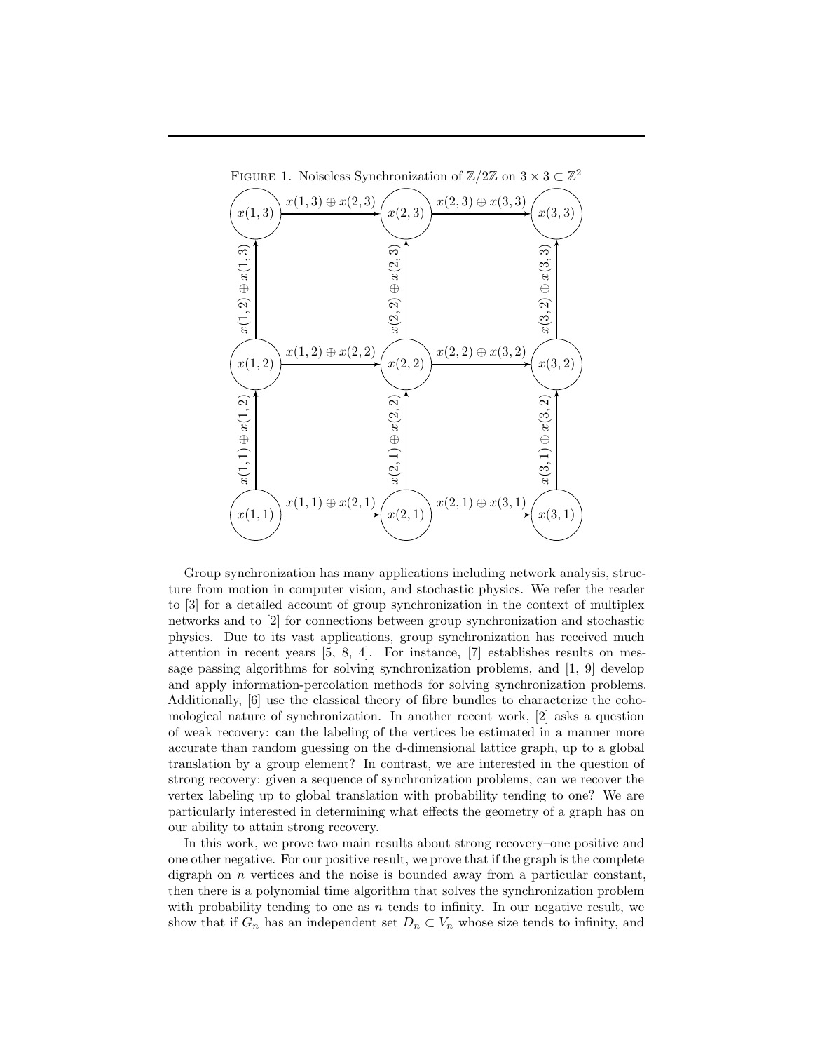FIGURE 1. Noiseless Synchronization of $\mathbb{Z}/2\mathbb{Z}$ on $3 \times 3 \subset \mathbb{Z}^2$

Group synchronization has many applications including network analysis, structure from motion in computer vision, and stochastic physics. We refer the reader to [3] for a detailed account of group synchronization in the context of multiplex networks and to [2] for connections between group synchronization and stochastic physics. Due to its vast applications, group synchronization has received much attention in recent years [5, 8, 4]. For instance, [7] establishes results on message passing algorithms for solving synchronization problems, and [1, 9] develop and apply information-percolation methods for solving synchronization problems. Additionally, [6] use the classical theory of fibre bundles to characterize the cohomological nature of synchronization. In another recent work, [2] asks a question of weak recovery: can the labeling of the vertices be estimated in a manner more accurate than random guessing on the d-dimensional lattice graph, up to a global translation by a group element? In contrast, we are interested in the question of strong recovery: given a sequence of synchronization problems, can we recover the vertex labeling up to global translation with probability tending to one? We are particularly interested in determining what effects the geometry of a graph has on our ability to attain strong recovery.

In this work, we prove two main results about strong recovery–one positive and one other negative. For our positive result, we prove that if the graph is the complete digraph on $n$ vertices and the noise is bounded away from a particular constant, then there is a polynomial time algorithm that solves the synchronization problem with probability tending to one as $n$ tends to infinity. In our negative result, we show that if $G_n$ has an independent set $D_n \subset V_n$ whose size tends to infinity, and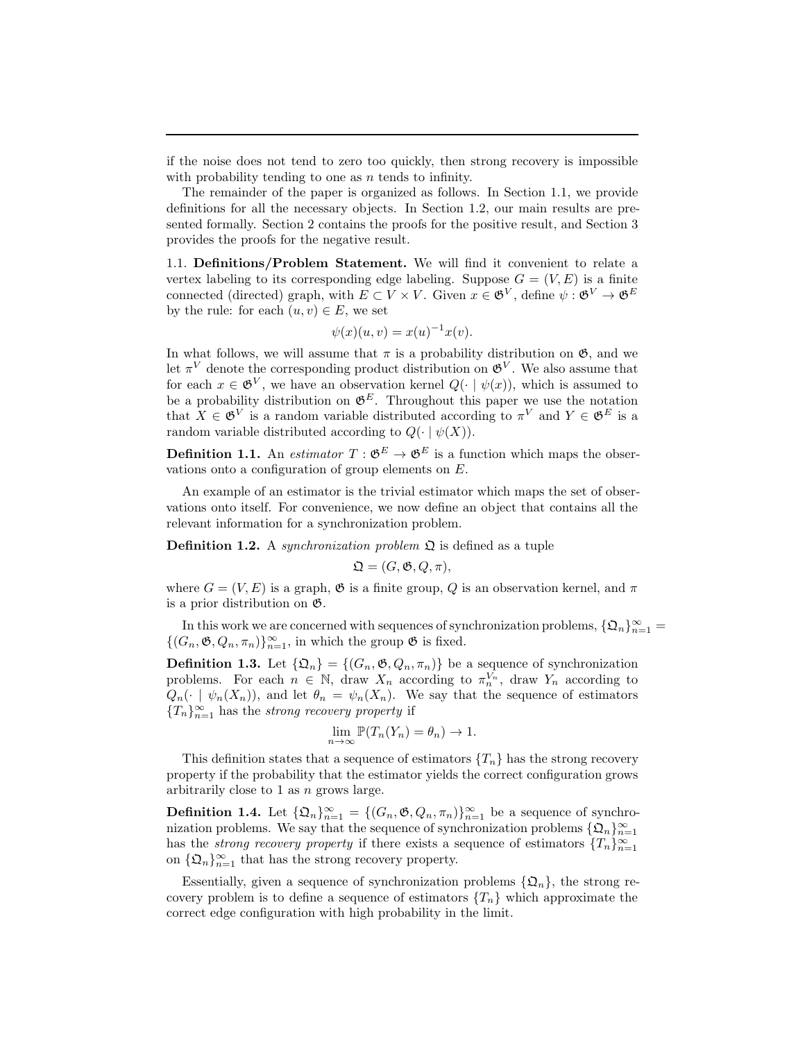if the noise does not tend to zero too quickly, then strong recovery is impossible with probability tending to one as $n$ tends to infinity.

The remainder of the paper is organized as follows. In Section 1.1, we provide definitions for all the necessary objects. In Section 1.2, our main results are presented formally. Section 2 contains the proofs for the positive result, and Section 3 provides the proofs for the negative result.

1.1. **Definitions/Problem Statement.** We will find it convenient to relate a vertex labeling to its corresponding edge labeling. Suppose $G = (V, E)$ is a finite connected (directed) graph, with $E \subset V \times V$. Given $x \in \mathfrak{G}^V$, define $\psi : \mathfrak{G}^V \to \mathfrak{G}^E$ by the rule: for each $(u, v) \in E$, we set

$$\psi(x)(u, v) = x(u)^{-1}x(v).$$

In what follows, we will assume that $\pi$ is a probability distribution on $\mathfrak{G}$, and we let $\pi^V$ denote the corresponding product distribution on $\mathfrak{G}^V$. We also assume that for each $x \in \mathfrak{G}^V$, we have an observation kernel $Q(\cdot \mid \psi(x))$, which is assumed to be a probability distribution on $\mathfrak{G}^E$. Throughout this paper we use the notation that $X \in \mathfrak{G}^V$ is a random variable distributed according to $\pi^V$ and $Y \in \mathfrak{G}^E$ is a random variable distributed according to $Q(\cdot \mid \psi(X))$.

**Definition 1.1.** An *estimator* $T : \mathfrak{G}^E \to \mathfrak{G}^E$ is a function which maps the observations onto a configuration of group elements on $E$.

An example of an estimator is the trivial estimator which maps the set of observations onto itself. For convenience, we now define an object that contains all the relevant information for a synchronization problem.

**Definition 1.2.** A *synchronization problem* $\mathfrak{Q}$ is defined as a tuple

$$\mathfrak{Q} = (G, \mathfrak{G}, Q, \pi),$$

where $G = (V, E)$ is a graph, $\mathfrak{G}$ is a finite group, $Q$ is an observation kernel, and $\pi$ is a prior distribution on $\mathfrak{G}$.

In this work we are concerned with sequences of synchronization problems, $\{\mathfrak{Q}_n\}_{n=1}^{\infty} = \{(G_n, \mathfrak{G}, Q_n, \pi_n)\}_{n=1}^{\infty}$, in which the group $\mathfrak{G}$ is fixed.

**Definition 1.3.** Let $\{\mathfrak{Q}_n\} = \{(G_n, \mathfrak{G}, Q_n, \pi_n)\}$ be a sequence of synchronization problems. For each $n \in \mathbb{N}$, draw $X_n$ according to $\pi_n^{V_n}$, draw $Y_n$ according to $Q_n(\cdot \mid \psi_n(X_n))$, and let $\theta_n = \psi_n(X_n)$. We say that the sequence of estimators $\{T_n\}_{n=1}^{\infty}$ has the *strong recovery property* if

$$\lim_{n\to\infty} \mathbb{P}(T_n(Y_n) = \theta_n) \to 1.$$

This definition states that a sequence of estimators $\{T_n\}$ has the strong recovery property if the probability that the estimator yields the correct configuration grows arbitrarily close to 1 as $n$ grows large.

**Definition 1.4.** Let $\{\mathfrak{Q}_n\}_{n=1}^{\infty} = \{(G_n, \mathfrak{G}, Q_n, \pi_n)\}_{n=1}^{\infty}$ be a sequence of synchronization problems. We say that the sequence of synchronization problems $\{\mathfrak{Q}_n\}_{n=1}^{\infty}$ has the *strong recovery property* if there exists a sequence of estimators $\{T_n\}_{n=1}^{\infty}$ on $\{\mathfrak{Q}_n\}_{n=1}^{\infty}$ that has the strong recovery property.

Essentially, given a sequence of synchronization problems $\{\mathfrak{Q}_n\}$, the strong recovery problem is to define a sequence of estimators $\{T_n\}$ which approximate the correct edge configuration with high probability in the limit.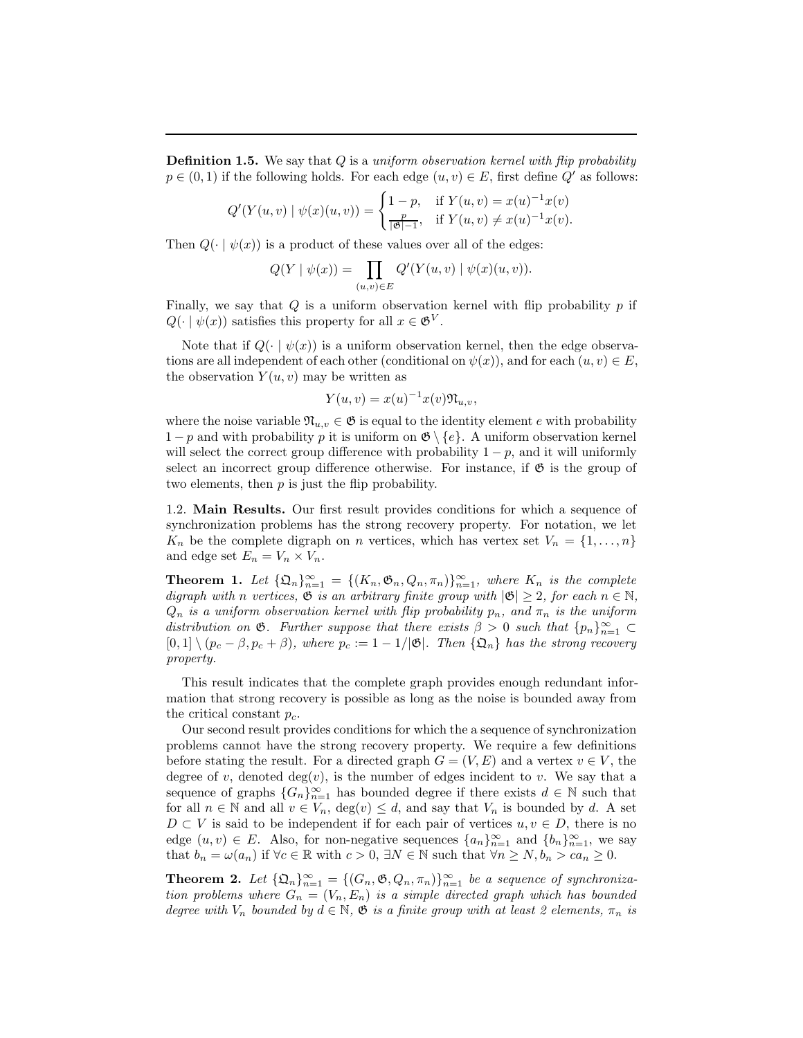**Definition 1.5.** We say that $Q$ is a *uniform observation kernel with flip probability* $p \in (0,1)$ if the following holds. For each edge $(u,v) \in E$, first define $Q'$ as follows:

$$Q'(Y(u,v) \mid \psi(x)(u,v)) = \begin{cases} 1-p, & \text{if } Y(u,v) = x(u)^{-1}x(v) \\ \frac{p}{|\mathfrak{G}|-1}, & \text{if } Y(u,v) \neq x(u)^{-1}x(v). \end{cases}$$

Then $Q(\cdot \mid \psi(x))$ is a product of these values over all of the edges:

$$Q(Y \mid \psi(x)) = \prod_{(u,v)\in E} Q'(Y(u,v) \mid \psi(x)(u,v)).$$

Finally, we say that $Q$ is a uniform observation kernel with flip probability $p$ if $Q(\cdot \mid \psi(x))$ satisfies this property for all $x \in \mathfrak{G}^V$.

Note that if $Q(\cdot \mid \psi(x))$ is a uniform observation kernel, then the edge observations are all independent of each other (conditional on $\psi(x)$), and for each $(u,v) \in E$, the observation $Y(u,v)$ may be written as

$$Y(u,v) = x(u)^{-1}x(v)\mathfrak{N}_{u,v},$$

where the noise variable $\mathfrak{N}_{u,v} \in \mathfrak{G}$ is equal to the identity element $e$ with probability $1-p$ and with probability $p$ it is uniform on $\mathfrak{G} \setminus \{e\}$. A uniform observation kernel will select the correct group difference with probability $1-p$, and it will uniformly select an incorrect group difference otherwise. For instance, if $\mathfrak{G}$ is the group of two elements, then $p$ is just the flip probability.

1.2. **Main Results.** Our first result provides conditions for which a sequence of synchronization problems has the strong recovery property. For notation, we let $K_n$ be the complete digraph on $n$ vertices, which has vertex set $V_n = \{1,\ldots,n\}$ and edge set $E_n = V_n \times V_n$.

**Theorem 1.** *Let $\{\mathfrak{Q}_n\}_{n=1}^\infty = \{(K_n, \mathfrak{G}_n, Q_n, \pi_n)\}_{n=1}^\infty$, where $K_n$ is the complete digraph with $n$ vertices, $\mathfrak{G}$ is an arbitrary finite group with $|\mathfrak{G}| \geq 2$, for each $n \in \mathbb{N}$, $Q_n$ is a uniform observation kernel with flip probability $p_n$, and $\pi_n$ is the uniform distribution on $\mathfrak{G}$. Further suppose that there exists $\beta > 0$ such that $\{p_n\}_{n=1}^\infty \subset [0,1] \setminus (p_c - \beta, p_c + \beta)$, where $p_c := 1 - 1/|\mathfrak{G}|$. Then $\{\mathfrak{Q}_n\}$ has the strong recovery property.*

This result indicates that the complete graph provides enough redundant information that strong recovery is possible as long as the noise is bounded away from the critical constant $p_c$.

Our second result provides conditions for which the a sequence of synchronization problems cannot have the strong recovery property. We require a few definitions before stating the result. For a directed graph $G = (V,E)$ and a vertex $v \in V$, the degree of $v$, denoted $\deg(v)$, is the number of edges incident to $v$. We say that a sequence of graphs $\{G_n\}_{n=1}^\infty$ has bounded degree if there exists $d \in \mathbb{N}$ such that for all $n \in \mathbb{N}$ and all $v \in V_n$, $\deg(v) \leq d$, and say that $V_n$ is bounded by $d$. A set $D \subset V$ is said to be independent if for each pair of vertices $u, v \in D$, there is no edge $(u,v) \in E$. Also, for non-negative sequences $\{a_n\}_{n=1}^\infty$ and $\{b_n\}_{n=1}^\infty$, we say that $b_n = \omega(a_n)$ if $\forall c \in \mathbb{R}$ with $c > 0$, $\exists N \in \mathbb{N}$ such that $\forall n \geq N, b_n > c a_n \geq 0$.

**Theorem 2.** *Let $\{\mathfrak{Q}_n\}_{n=1}^\infty = \{(G_n, \mathfrak{G}, Q_n, \pi_n)\}_{n=1}^\infty$ be a sequence of synchronization problems where $G_n = (V_n, E_n)$ is a simple directed graph which has bounded degree with $V_n$ bounded by $d \in \mathbb{N}$, $\mathfrak{G}$ is a finite group with at least 2 elements, $\pi_n$ is*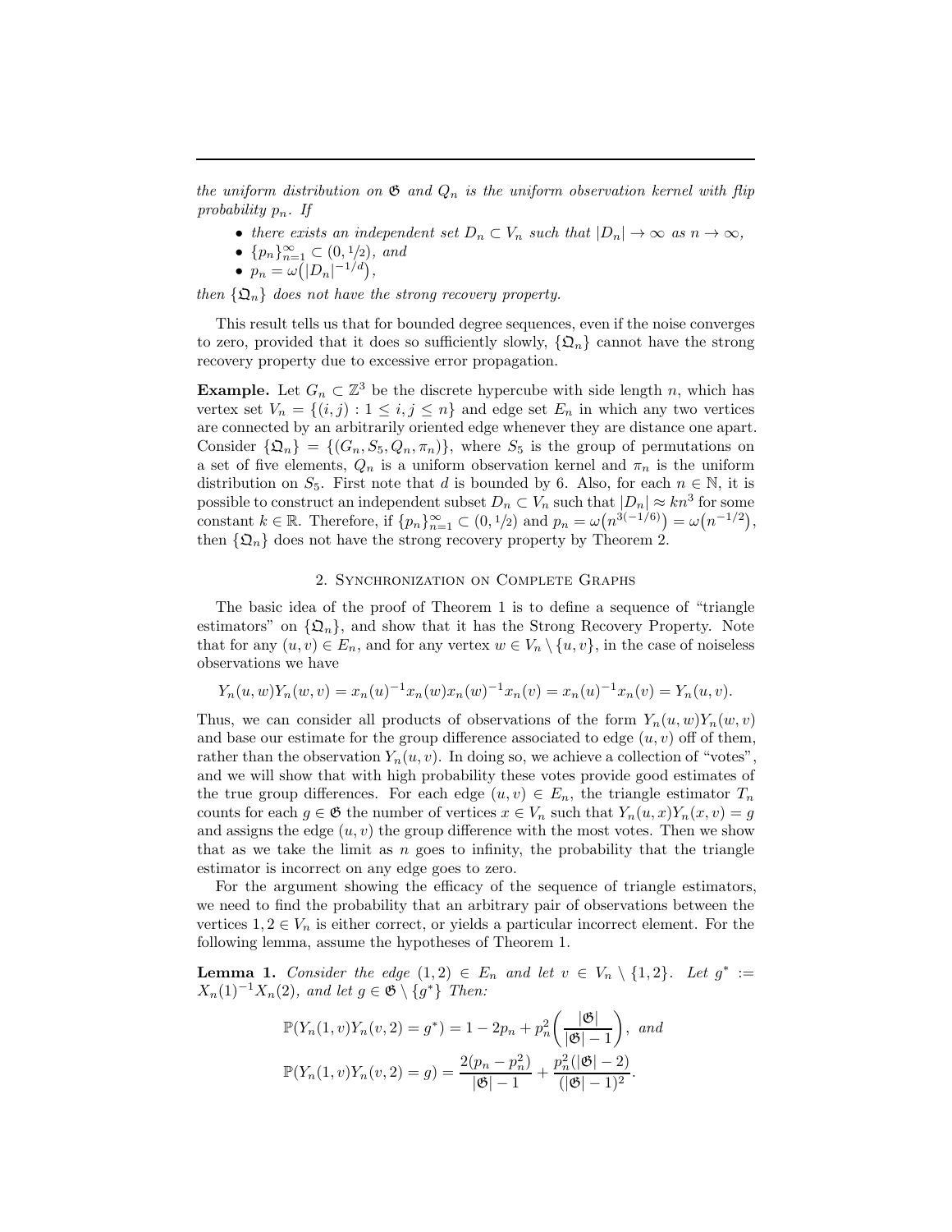*the uniform distribution on $\mathfrak{G}$ and $Q_n$ is the uniform observation kernel with flip probability $p_n$. If*

- *there exists an independent set $D_n \subset V_n$ such that $|D_n| \to \infty$ as $n \to \infty$,*
- *$\{p_n\}_{n=1}^{\infty} \subset (0, 1/2)$, and*
- *$p_n = \omega(|D_n|^{-1/d})$,*

*then $\{\mathfrak{Q}_n\}$ does not have the strong recovery property.*

This result tells us that for bounded degree sequences, even if the noise converges to zero, provided that it does so sufficiently slowly, $\{\mathfrak{Q}_n\}$ cannot have the strong recovery property due to excessive error propagation.

**Example.** Let $G_n \subset \mathbb{Z}^3$ be the discrete hypercube with side length $n$, which has vertex set $V_n = \{(i, j) : 1 \leq i, j \leq n\}$ and edge set $E_n$ in which any two vertices are connected by an arbitrarily oriented edge whenever they are distance one apart. Consider $\{\mathfrak{Q}_n\} = \{(G_n, S_5, Q_n, \pi_n)\}$, where $S_5$ is the group of permutations on a set of five elements, $Q_n$ is a uniform observation kernel and $\pi_n$ is the uniform distribution on $S_5$. First note that $d$ is bounded by 6. Also, for each $n \in \mathbb{N}$, it is possible to construct an independent subset $D_n \subset V_n$ such that $|D_n| \approx kn^3$ for some constant $k \in \mathbb{R}$. Therefore, if $\{p_n\}_{n=1}^{\infty} \subset (0, 1/2)$ and $p_n = \omega(n^{3(-1/6)}) = \omega(n^{-1/2})$, then $\{\mathfrak{Q}_n\}$ does not have the strong recovery property by Theorem 2.

## 2. Synchronization on Complete Graphs

The basic idea of the proof of Theorem 1 is to define a sequence of "triangle estimators" on $\{\mathfrak{Q}_n\}$, and show that it has the Strong Recovery Property. Note that for any $(u, v) \in E_n$, and for any vertex $w \in V_n \setminus \{u, v\}$, in the case of noiseless observations we have

$$Y_n(u, w)Y_n(w, v) = x_n(u)^{-1}x_n(w)x_n(w)^{-1}x_n(v) = x_n(u)^{-1}x_n(v) = Y_n(u, v).$$

Thus, we can consider all products of observations of the form $Y_n(u, w)Y_n(w, v)$ and base our estimate for the group difference associated to edge $(u, v)$ off of them, rather than the observation $Y_n(u, v)$. In doing so, we achieve a collection of "votes", and we will show that with high probability these votes provide good estimates of the true group differences. For each edge $(u, v) \in E_n$, the triangle estimator $T_n$ counts for each $g \in \mathfrak{G}$ the number of vertices $x \in V_n$ such that $Y_n(u, x)Y_n(x, v) = g$ and assigns the edge $(u, v)$ the group difference with the most votes. Then we show that as we take the limit as $n$ goes to infinity, the probability that the triangle estimator is incorrect on any edge goes to zero.

For the argument showing the efficacy of the sequence of triangle estimators, we need to find the probability that an arbitrary pair of observations between the vertices $1, 2 \in V_n$ is either correct, or yields a particular incorrect element. For the following lemma, assume the hypotheses of Theorem 1.

**Lemma 1.** *Consider the edge $(1, 2) \in E_n$ and let $v \in V_n \setminus \{1, 2\}$. Let $g^* := X_n(1)^{-1}X_n(2)$, and let $g \in \mathfrak{G} \setminus \{g^*\}$ Then:*

$$\mathbb{P}(Y_n(1, v)Y_n(v, 2) = g^*) = 1 - 2p_n + p_n^2\left(\frac{|\mathfrak{G}|}{|\mathfrak{G}| - 1}\right), \text{ and}$$

$$\mathbb{P}(Y_n(1, v)Y_n(v, 2) = g) = \frac{2(p_n - p_n^2)}{|\mathfrak{G}| - 1} + \frac{p_n^2(|\mathfrak{G}| - 2)}{(|\mathfrak{G}| - 1)^2}.$$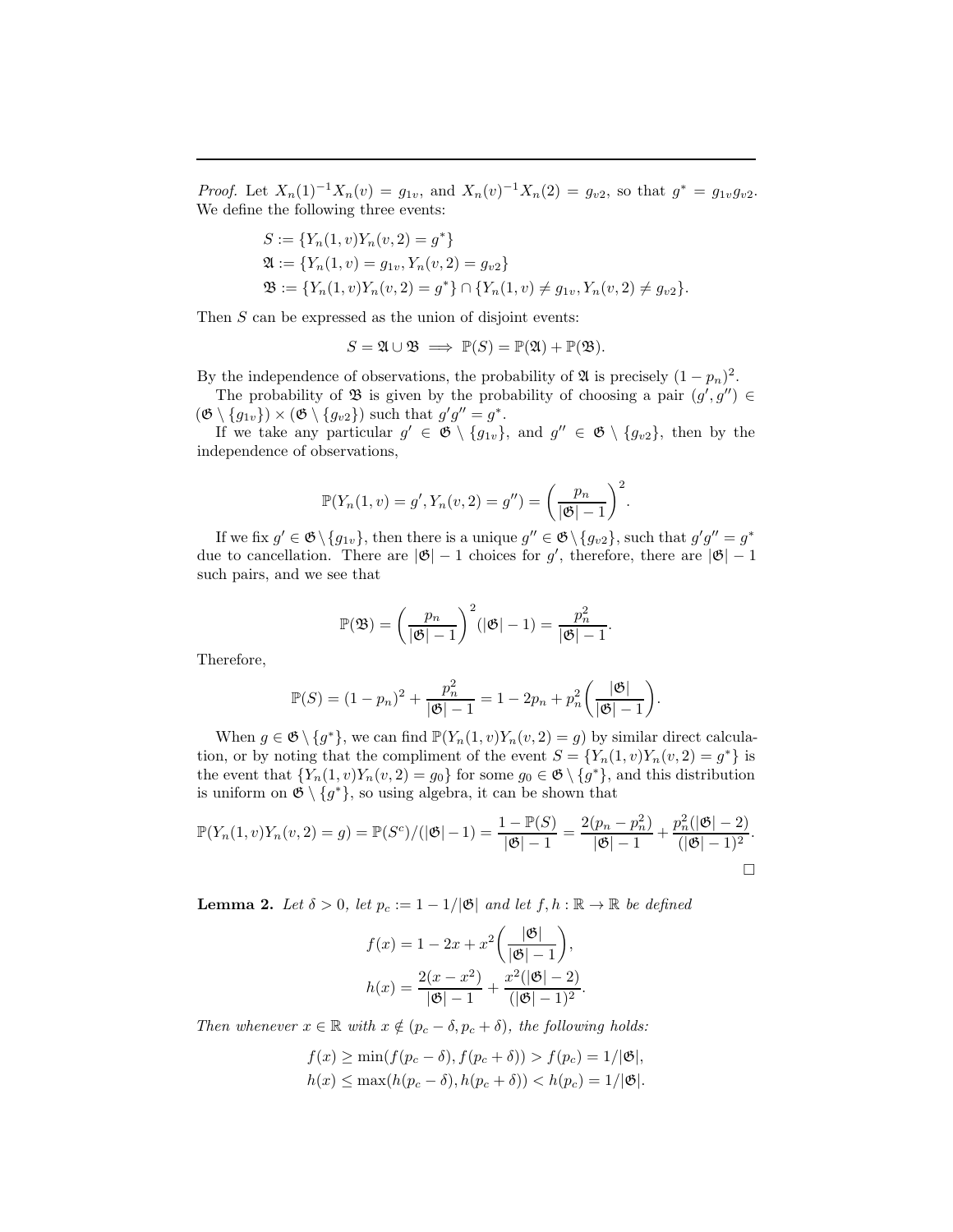*Proof.* Let $X_n(1)^{-1}X_n(v) = g_{1v}$, and $X_n(v)^{-1}X_n(2) = g_{v2}$, so that $g^* = g_{1v}g_{v2}$. We define the following three events:

$$
\begin{aligned}
S &:= \{Y_n(1,v)Y_n(v,2) = g^*\} \\
\mathfrak{A} &:= \{Y_n(1,v) = g_{1v}, Y_n(v,2) = g_{v2}\} \\
\mathfrak{B} &:= \{Y_n(1,v)Y_n(v,2) = g^*\} \cap \{Y_n(1,v) \neq g_{1v}, Y_n(v,2) \neq g_{v2}\}.
\end{aligned}
$$

Then $S$ can be expressed as the union of disjoint events:

$$
S = \mathfrak{A} \cup \mathfrak{B} \implies \mathbb{P}(S) = \mathbb{P}(\mathfrak{A}) + \mathbb{P}(\mathfrak{B}).
$$

By the independence of observations, the probability of $\mathfrak{A}$ is precisely $(1-p_n)^2$.

The probability of $\mathfrak{B}$ is given by the probability of choosing a pair $(g', g'') \in (\mathfrak{G} \setminus \{g_{1v}\}) \times (\mathfrak{G} \setminus \{g_{v2}\})$ such that $g'g'' = g^*$.

If we take any particular $g' \in \mathfrak{G} \setminus \{g_{1v}\}$, and $g'' \in \mathfrak{G} \setminus \{g_{v2}\}$, then by the independence of observations,

$$
\mathbb{P}(Y_n(1,v) = g', Y_n(v,2) = g'') = \left(\frac{p_n}{|\mathfrak{G}|-1}\right)^2.
$$

If we fix $g' \in \mathfrak{G} \setminus \{g_{1v}\}$, then there is a unique $g'' \in \mathfrak{G} \setminus \{g_{v2}\}$, such that $g'g'' = g^*$ due to cancellation. There are $|\mathfrak{G}|-1$ choices for $g'$, therefore, there are $|\mathfrak{G}|-1$ such pairs, and we see that

$$
\mathbb{P}(\mathfrak{B}) = \left(\frac{p_n}{|\mathfrak{G}|-1}\right)^2 (|\mathfrak{G}|-1) = \frac{p_n^2}{|\mathfrak{G}|-1}.
$$

Therefore,

$$
\mathbb{P}(S) = (1-p_n)^2 + \frac{p_n^2}{|\mathfrak{G}|-1} = 1 - 2p_n + p_n^2\left(\frac{|\mathfrak{G}|}{|\mathfrak{G}|-1}\right).
$$

When $g \in \mathfrak{G} \setminus \{g^*\}$, we can find $\mathbb{P}(Y_n(1,v)Y_n(v,2) = g)$ by similar direct calculation, or by noting that the compliment of the event $S = \{Y_n(1,v)Y_n(v,2) = g^*\}$ is the event that $\{Y_n(1,v)Y_n(v,2) = g_0\}$ for some $g_0 \in \mathfrak{G} \setminus \{g^*\}$, and this distribution is uniform on $\mathfrak{G} \setminus \{g^*\}$, so using algebra, it can be shown that

$$
\mathbb{P}(Y_n(1,v)Y_n(v,2) = g) = \mathbb{P}(S^c)/(|\mathfrak{G}|-1) = \frac{1-\mathbb{P}(S)}{|\mathfrak{G}|-1} = \frac{2(p_n - p_n^2)}{|\mathfrak{G}|-1} + \frac{p_n^2(|\mathfrak{G}|-2)}{(|\mathfrak{G}|-1)^2}.
$$

$\square$

**Lemma 2.** *Let $\delta > 0$, let $p_c := 1 - 1/|\mathfrak{G}|$ and let $f, h : \mathbb{R} \to \mathbb{R}$ be defined*

$$
\begin{aligned}
f(x) &= 1 - 2x + x^2\left(\frac{|\mathfrak{G}|}{|\mathfrak{G}|-1}\right), \\
h(x) &= \frac{2(x - x^2)}{|\mathfrak{G}|-1} + \frac{x^2(|\mathfrak{G}|-2)}{(|\mathfrak{G}|-1)^2}.
\end{aligned}
$$

*Then whenever $x \in \mathbb{R}$ with $x \notin (p_c - \delta, p_c + \delta)$, the following holds:*

$$
\begin{aligned}
f(x) &\geq \min(f(p_c - \delta), f(p_c + \delta)) > f(p_c) = 1/|\mathfrak{G}|, \\
h(x) &\leq \max(h(p_c - \delta), h(p_c + \delta)) < h(p_c) = 1/|\mathfrak{G}|.
\end{aligned}
$$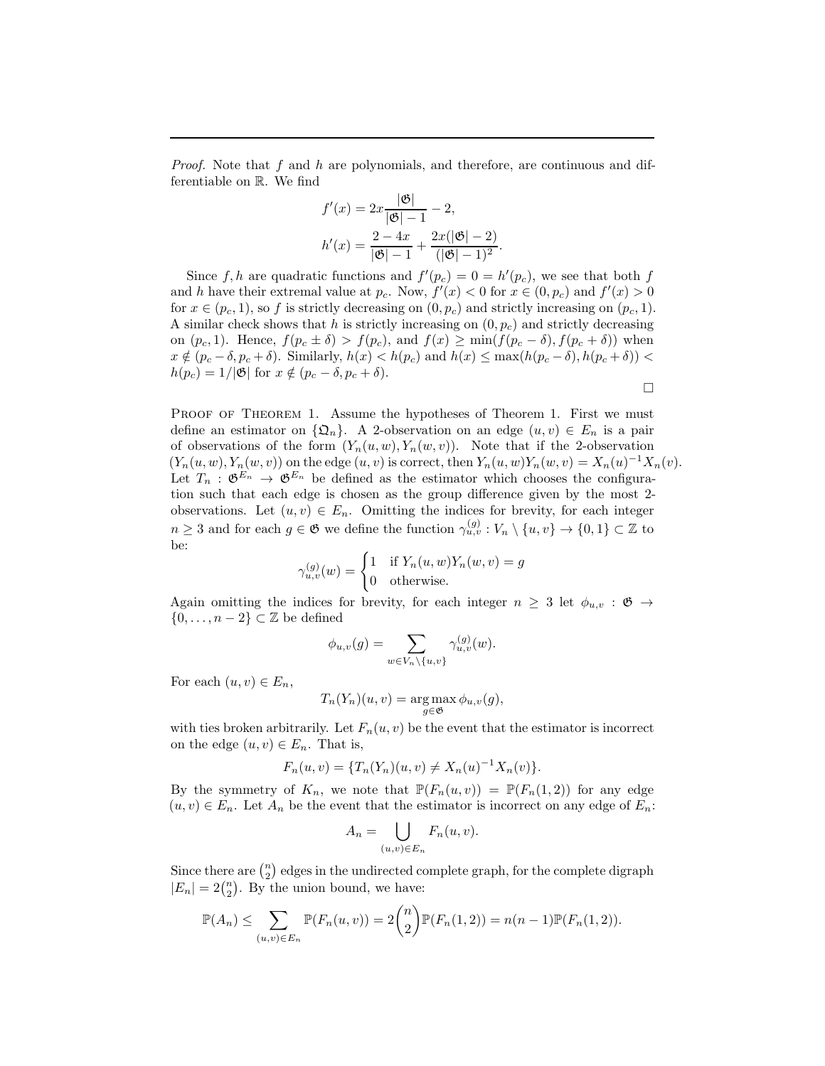*Proof.* Note that $f$ and $h$ are polynomials, and therefore, are continuous and differentiable on $\mathbb{R}$. We find

$$f'(x) = 2x\frac{|\mathfrak{G}|}{|\mathfrak{G}|-1} - 2,$$
$$h'(x) = \frac{2-4x}{|\mathfrak{G}|-1} + \frac{2x(|\mathfrak{G}|-2)}{(|\mathfrak{G}|-1)^2}.$$

Since $f, h$ are quadratic functions and $f'(p_c) = 0 = h'(p_c)$, we see that both $f$ and $h$ have their extremal value at $p_c$. Now, $f'(x) < 0$ for $x \in (0, p_c)$ and $f'(x) > 0$ for $x \in (p_c, 1)$, so $f$ is strictly decreasing on $(0, p_c)$ and strictly increasing on $(p_c, 1)$. A similar check shows that $h$ is strictly increasing on $(0, p_c)$ and strictly decreasing on $(p_c, 1)$. Hence, $f(p_c \pm \delta) > f(p_c)$, and $f(x) \geq \min(f(p_c - \delta), f(p_c + \delta))$ when $x \notin (p_c - \delta, p_c + \delta)$. Similarly, $h(x) < h(p_c)$ and $h(x) \leq \max(h(p_c - \delta), h(p_c + \delta)) < h(p_c) = 1/|\mathfrak{G}|$ for $x \notin (p_c - \delta, p_c + \delta)$.

□

Proof of Theorem 1. Assume the hypotheses of Theorem 1. First we must define an estimator on $\{\mathfrak{Q}_n\}$. A 2-observation on an edge $(u, v) \in E_n$ is a pair of observations of the form $(Y_n(u, w), Y_n(w, v))$. Note that if the 2-observation $(Y_n(u, w), Y_n(w, v))$ on the edge $(u, v)$ is correct, then $Y_n(u, w)Y_n(w, v) = X_n(u)^{-1}X_n(v)$. Let $T_n : \mathfrak{G}^{E_n} \to \mathfrak{G}^{E_n}$ be defined as the estimator which chooses the configuration such that each edge is chosen as the group difference given by the most 2-observations. Let $(u, v) \in E_n$. Omitting the indices for brevity, for each integer $n \geq 3$ and for each $g \in \mathfrak{G}$ we define the function $\gamma_{u,v}^{(g)} : V_n \setminus \{u, v\} \to \{0, 1\} \subset \mathbb{Z}$ to be:

$$\gamma_{u,v}^{(g)}(w) = \begin{cases} 1 & \text{if } Y_n(u, w)Y_n(w, v) = g \\ 0 & \text{otherwise.} \end{cases}$$

Again omitting the indices for brevity, for each integer $n \geq 3$ let $\phi_{u,v} : \mathfrak{G} \to \{0, \ldots, n-2\} \subset \mathbb{Z}$ be defined

$$\phi_{u,v}(g) = \sum_{w \in V_n \setminus \{u,v\}} \gamma_{u,v}^{(g)}(w).$$

For each $(u, v) \in E_n$,

$$T_n(Y_n)(u, v) = \underset{g \in \mathfrak{G}}{\arg\max}\, \phi_{u,v}(g),$$

with ties broken arbitrarily. Let $F_n(u, v)$ be the event that the estimator is incorrect on the edge $(u, v) \in E_n$. That is,

$$F_n(u, v) = \{T_n(Y_n)(u, v) \neq X_n(u)^{-1}X_n(v)\}.$$

By the symmetry of $K_n$, we note that $\mathbb{P}(F_n(u, v)) = \mathbb{P}(F_n(1, 2))$ for any edge $(u, v) \in E_n$. Let $A_n$ be the event that the estimator is incorrect on any edge of $E_n$:

$$A_n = \bigcup_{(u,v) \in E_n} F_n(u, v).$$

Since there are $\binom{n}{2}$ edges in the undirected complete graph, for the complete digraph $|E_n| = 2\binom{n}{2}$. By the union bound, we have:

$$\mathbb{P}(A_n) \leq \sum_{(u,v) \in E_n} \mathbb{P}(F_n(u, v)) = 2\binom{n}{2}\mathbb{P}(F_n(1, 2)) = n(n-1)\mathbb{P}(F_n(1, 2)).$$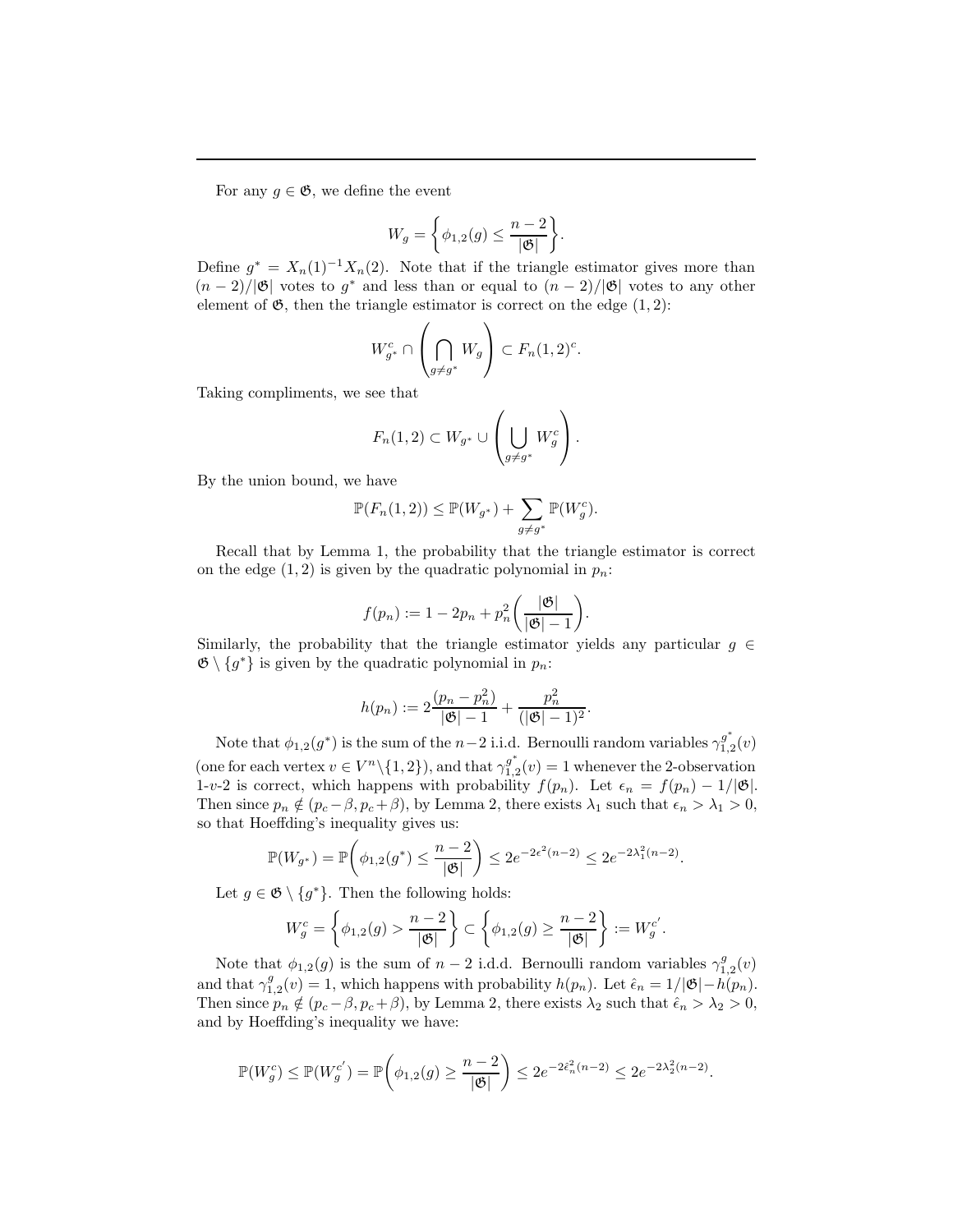For any $g \in \mathfrak{G}$, we define the event

$$W_g = \left\{ \phi_{1,2}(g) \leq \frac{n-2}{|\mathfrak{G}|} \right\}.$$

Define $g^* = X_n(1)^{-1}X_n(2)$. Note that if the triangle estimator gives more than $(n-2)/|\mathfrak{G}|$ votes to $g^*$ and less than or equal to $(n-2)/|\mathfrak{G}|$ votes to any other element of $\mathfrak{G}$, then the triangle estimator is correct on the edge $(1, 2)$:

$$W_{g^*}^c \cap \left( \bigcap_{g \neq g^*} W_g \right) \subset F_n(1,2)^c.$$

Taking compliments, we see that

$$F_n(1,2) \subset W_{g^*} \cup \left( \bigcup_{g \neq g^*} W_g^c \right).$$

By the union bound, we have

$$\mathbb{P}(F_n(1,2)) \leq \mathbb{P}(W_{g^*}) + \sum_{g \neq g^*} \mathbb{P}(W_g^c).$$

Recall that by Lemma 1, the probability that the triangle estimator is correct on the edge $(1, 2)$ is given by the quadratic polynomial in $p_n$:

$$f(p_n) := 1 - 2p_n + p_n^2 \left( \frac{|\mathfrak{G}|}{|\mathfrak{G}| - 1} \right).$$

Similarly, the probability that the triangle estimator yields any particular $g \in \mathfrak{G} \setminus \{g^*\}$ is given by the quadratic polynomial in $p_n$:

$$h(p_n) := 2\frac{(p_n - p_n^2)}{|\mathfrak{G}| - 1} + \frac{p_n^2}{(|\mathfrak{G}| - 1)^2}.$$

Note that $\phi_{1,2}(g^*)$ is the sum of the $n-2$ i.i.d. Bernoulli random variables $\gamma_{1,2}^{g^*}(v)$ (one for each vertex $v \in V^n \backslash \{1, 2\}$), and that $\gamma_{1,2}^{g^*}(v) = 1$ whenever the 2-observation 1-$v$-2 is correct, which happens with probability $f(p_n)$. Let $\epsilon_n = f(p_n) - 1/|\mathfrak{G}|$. Then since $p_n \notin (p_c - \beta, p_c + \beta)$, by Lemma 2, there exists $\lambda_1$ such that $\epsilon_n > \lambda_1 > 0$, so that Hoeffding's inequality gives us:

$$\mathbb{P}(W_{g^*}) = \mathbb{P}\left( \phi_{1,2}(g^*) \leq \frac{n-2}{|\mathfrak{G}|} \right) \leq 2e^{-2\epsilon^2(n-2)} \leq 2e^{-2\lambda_1^2(n-2)}.$$

Let $g \in \mathfrak{G} \setminus \{g^*\}$. Then the following holds:

$$W_g^c = \left\{ \phi_{1,2}(g) > \frac{n-2}{|\mathfrak{G}|} \right\} \subset \left\{ \phi_{1,2}(g) \geq \frac{n-2}{|\mathfrak{G}|} \right\} := W_g^{c'}.$$

Note that $\phi_{1,2}(g)$ is the sum of $n-2$ i.d.d. Bernoulli random variables $\gamma_{1,2}^g(v)$ and that $\gamma_{1,2}^g(v) = 1$, which happens with probability $h(p_n)$. Let $\hat{\epsilon}_n = 1/|\mathfrak{G}| - h(p_n)$. Then since $p_n \notin (p_c - \beta, p_c + \beta)$, by Lemma 2, there exists $\lambda_2$ such that $\hat{\epsilon}_n > \lambda_2 > 0$, and by Hoeffding's inequality we have:

$$\mathbb{P}(W_g^c) \leq \mathbb{P}(W_g^{c'}) = \mathbb{P}\left( \phi_{1,2}(g) \geq \frac{n-2}{|\mathfrak{G}|} \right) \leq 2e^{-2\hat{\epsilon}_n^2(n-2)} \leq 2e^{-2\lambda_2^2(n-2)}.$$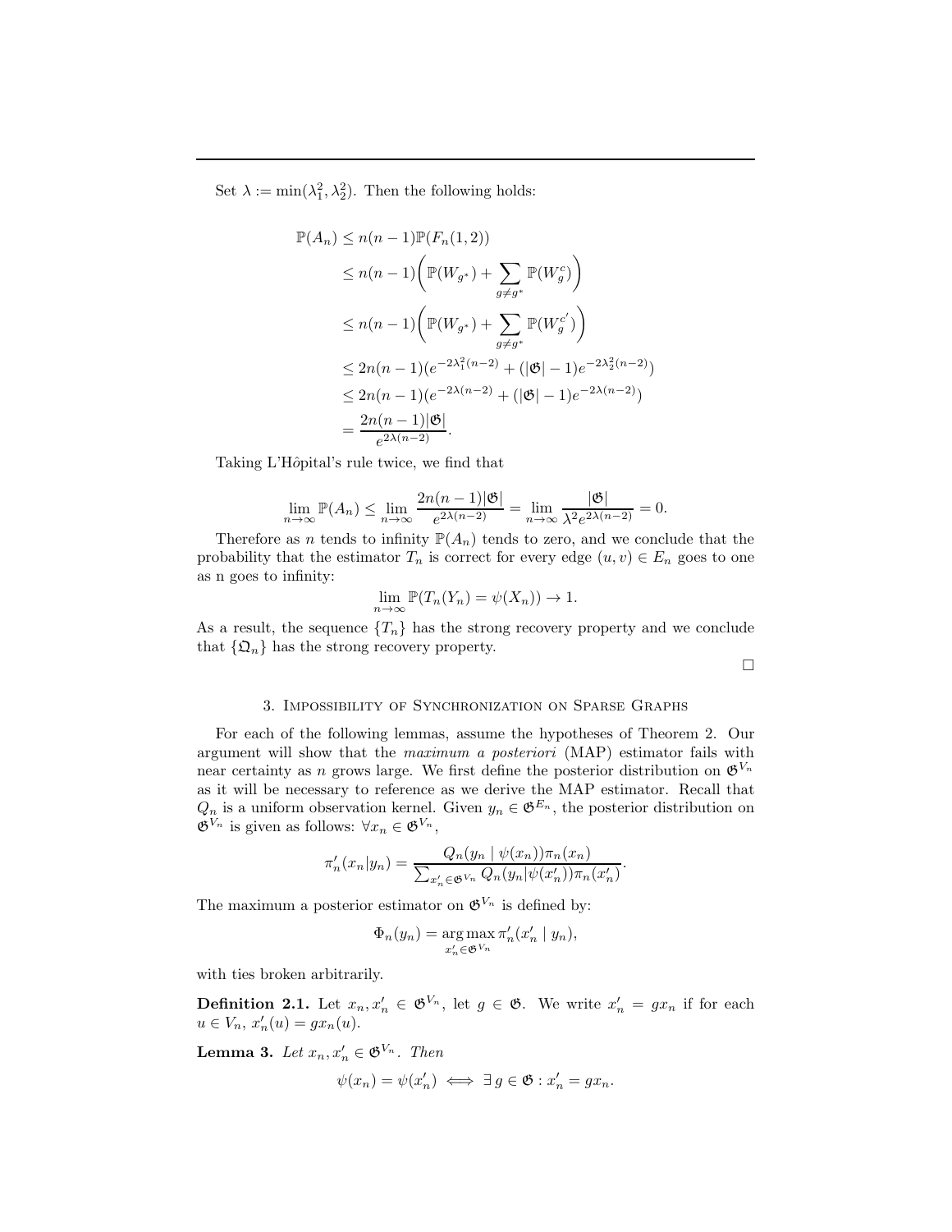Set $\lambda := \min(\lambda_1^2, \lambda_2^2)$. Then the following holds:

$$
\begin{aligned}
\mathbb{P}(A_n) &\leq n(n-1)\mathbb{P}(F_n(1,2)) \\
&\leq n(n-1)\bigg(\mathbb{P}(W_{g^*}) + \sum_{g \neq g^*} \mathbb{P}(W_g^c)\bigg) \\
&\leq n(n-1)\bigg(\mathbb{P}(W_{g^*}) + \sum_{g \neq g^*} \mathbb{P}(W_g^{c'})\bigg) \\
&\leq 2n(n-1)(e^{-2\lambda_1^2(n-2)} + (|\mathfrak{G}|-1)e^{-2\lambda_2^2(n-2)}) \\
&\leq 2n(n-1)(e^{-2\lambda(n-2)} + (|\mathfrak{G}|-1)e^{-2\lambda(n-2)}) \\
&= \frac{2n(n-1)|\mathfrak{G}|}{e^{2\lambda(n-2)}}.
\end{aligned}
$$

Taking L'Hôpital's rule twice, we find that

$$
\lim_{n\to\infty} \mathbb{P}(A_n) \leq \lim_{n\to\infty} \frac{2n(n-1)|\mathfrak{G}|}{e^{2\lambda(n-2)}} = \lim_{n\to\infty} \frac{|\mathfrak{G}|}{\lambda^2 e^{2\lambda(n-2)}} = 0.
$$

Therefore as $n$ tends to infinity $\mathbb{P}(A_n)$ tends to zero, and we conclude that the probability that the estimator $T_n$ is correct for every edge $(u,v) \in E_n$ goes to one as n goes to infinity:

$$
\lim_{n\to\infty} \mathbb{P}(T_n(Y_n) = \psi(X_n)) \to 1.
$$

As a result, the sequence $\{T_n\}$ has the strong recovery property and we conclude that $\{\mathfrak{Q}_n\}$ has the strong recovery property.

□

## 3. Impossibility of Synchronization on Sparse Graphs

For each of the following lemmas, assume the hypotheses of Theorem 2. Our argument will show that the *maximum a posteriori* (MAP) estimator fails with near certainty as $n$ grows large. We first define the posterior distribution on $\mathfrak{G}^{V_n}$ as it will be necessary to reference as we derive the MAP estimator. Recall that $Q_n$ is a uniform observation kernel. Given $y_n \in \mathfrak{G}^{E_n}$, the posterior distribution on $\mathfrak{G}^{V_n}$ is given as follows: $\forall x_n \in \mathfrak{G}^{V_n}$,

$$
\pi_n'(x_n|y_n) = \frac{Q_n(y_n \mid \psi(x_n))\pi_n(x_n)}{\sum_{x_n' \in \mathfrak{G}^{V_n}} Q_n(y_n|\psi(x_n'))\pi_n(x_n')}.
$$

The maximum a posterior estimator on $\mathfrak{G}^{V_n}$ is defined by:

$$
\Phi_n(y_n) = \operatorname*{arg\,max}_{x_n' \in \mathfrak{G}^{V_n}} \pi_n'(x_n' \mid y_n),
$$

with ties broken arbitrarily.

**Definition 2.1.** Let $x_n, x_n' \in \mathfrak{G}^{V_n}$, let $g \in \mathfrak{G}$. We write $x_n' = gx_n$ if for each $u \in V_n$, $x_n'(u) = gx_n(u)$.

**Lemma 3.** *Let $x_n, x_n' \in \mathfrak{G}^{V_n}$. Then*

$$
\psi(x_n) = \psi(x_n') \iff \exists\, g \in \mathfrak{G} : x_n' = gx_n.
$$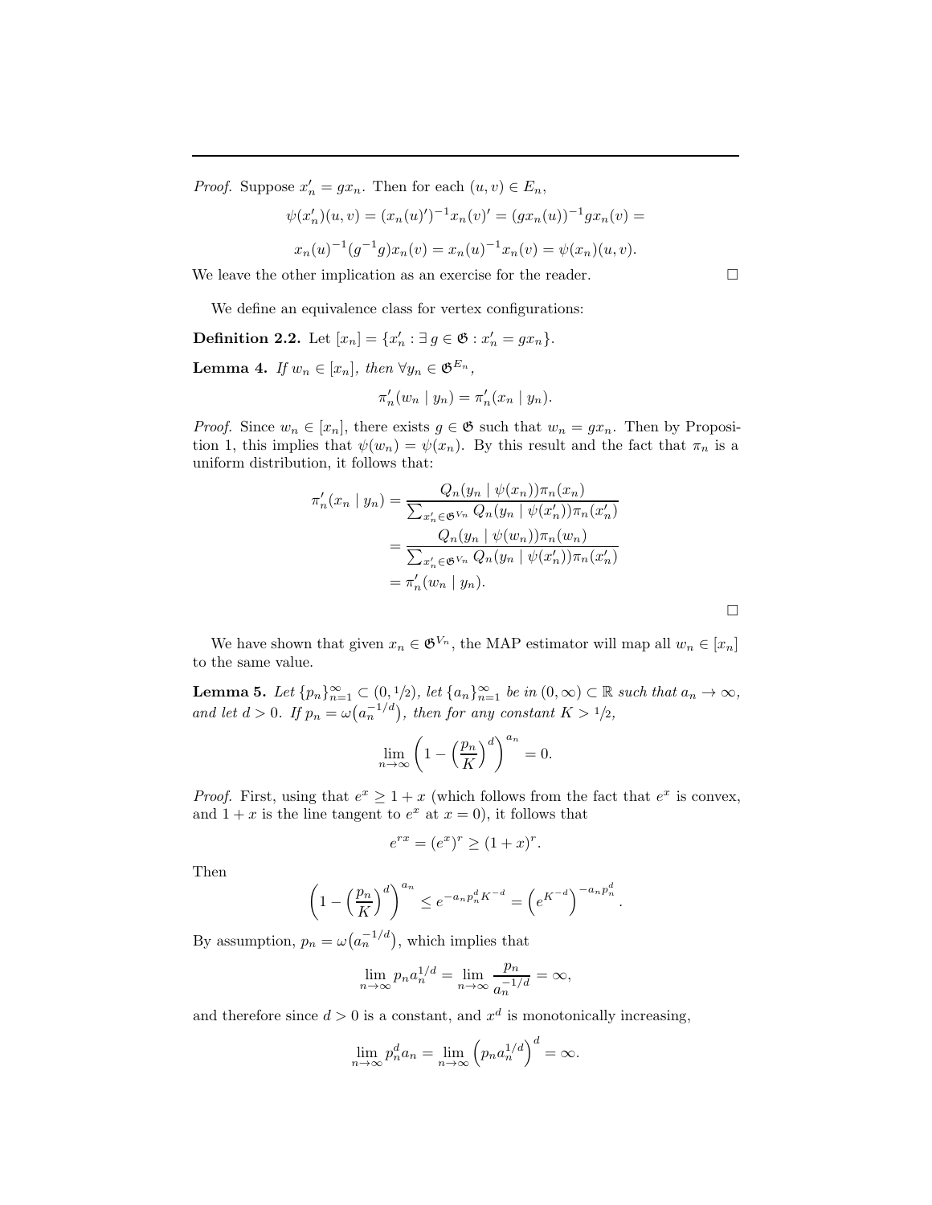*Proof.* Suppose $x'_n = gx_n$. Then for each $(u, v) \in E_n$,

$$\psi(x'_n)(u, v) = (x_n(u)')^{-1} x_n(v)' = (gx_n(u))^{-1} gx_n(v) =$$

$$x_n(u)^{-1}(g^{-1}g)x_n(v) = x_n(u)^{-1} x_n(v) = \psi(x_n)(u, v).$$

We leave the other implication as an exercise for the reader. $\square$

We define an equivalence class for vertex configurations:

**Definition 2.2.** Let $[x_n] = \{x'_n : \exists\, g \in \mathfrak{G} : x'_n = gx_n\}$.

**Lemma 4.** *If $w_n \in [x_n]$, then $\forall y_n \in \mathfrak{G}^{E_n}$,*

$$\pi'_n(w_n \mid y_n) = \pi'_n(x_n \mid y_n).$$

*Proof.* Since $w_n \in [x_n]$, there exists $g \in \mathfrak{G}$ such that $w_n = gx_n$. Then by Proposition 1, this implies that $\psi(w_n) = \psi(x_n)$. By this result and the fact that $\pi_n$ is a uniform distribution, it follows that:

$$\begin{aligned}
\pi'_n(x_n \mid y_n) &= \frac{Q_n(y_n \mid \psi(x_n))\pi_n(x_n)}{\sum_{x'_n \in \mathfrak{G}^{V_n}} Q_n(y_n \mid \psi(x'_n))\pi_n(x'_n)} \\
&= \frac{Q_n(y_n \mid \psi(w_n))\pi_n(w_n)}{\sum_{x'_n \in \mathfrak{G}^{V_n}} Q_n(y_n \mid \psi(x'_n))\pi_n(x'_n)} \\
&= \pi'_n(w_n \mid y_n).
\end{aligned}$$

$\square$

We have shown that given $x_n \in \mathfrak{G}^{V_n}$, the MAP estimator will map all $w_n \in [x_n]$ to the same value.

**Lemma 5.** *Let $\{p_n\}_{n=1}^{\infty} \subset (0, 1/2)$, let $\{a_n\}_{n=1}^{\infty}$ be in $(0, \infty) \subset \mathbb{R}$ such that $a_n \to \infty$, and let $d > 0$. If $p_n = \omega(a_n^{-1/d})$, then for any constant $K > 1/2$,*

$$\lim_{n\to\infty} \left(1 - \left(\frac{p_n}{K}\right)^d\right)^{a_n} = 0.$$

*Proof.* First, using that $e^x \geq 1 + x$ (which follows from the fact that $e^x$ is convex, and $1 + x$ is the line tangent to $e^x$ at $x = 0$), it follows that

$$e^{rx} = (e^x)^r \geq (1 + x)^r.$$

Then

$$\left(1 - \left(\frac{p_n}{K}\right)^d\right)^{a_n} \leq e^{-a_n p_n^d K^{-d}} = \left(e^{K^{-d}}\right)^{-a_n p_n^d}.$$

By assumption, $p_n = \omega(a_n^{-1/d})$, which implies that

$$\lim_{n\to\infty} p_n a_n^{1/d} = \lim_{n\to\infty} \frac{p_n}{a_n^{-1/d}} = \infty,$$

and therefore since $d > 0$ is a constant, and $x^d$ is monotonically increasing,

$$\lim_{n\to\infty} p_n^d a_n = \lim_{n\to\infty} \left(p_n a_n^{1/d}\right)^d = \infty.$$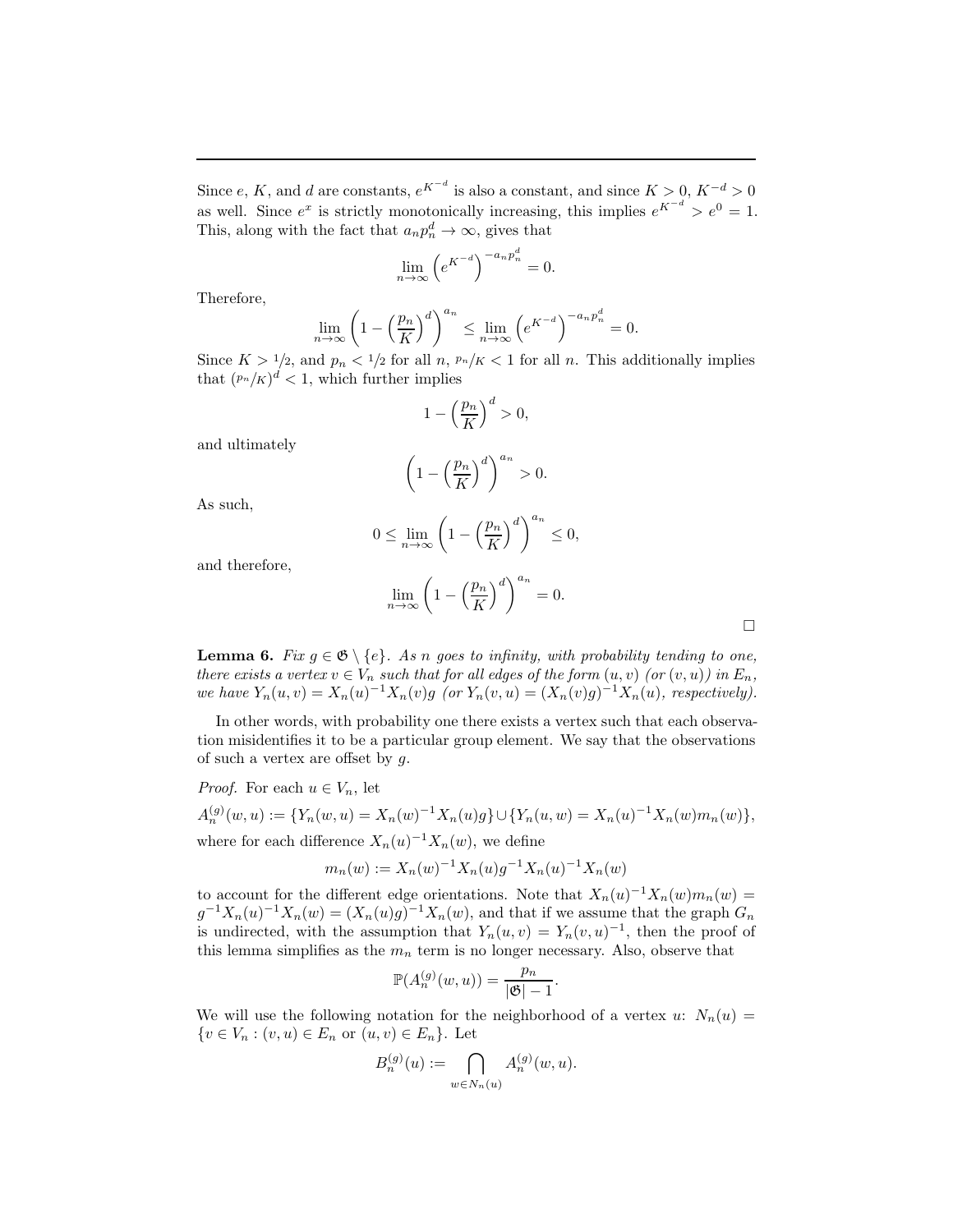Since $e$, $K$, and $d$ are constants, $e^{K^{-d}}$ is also a constant, and since $K > 0$, $K^{-d} > 0$ as well. Since $e^x$ is strictly monotonically increasing, this implies $e^{K^{-d}} > e^0 = 1$. This, along with the fact that $a_n p_n^d \to \infty$, gives that

$$\lim_{n\to\infty} \left(e^{K^{-d}}\right)^{-a_n p_n^d} = 0.$$

Therefore,

$$\lim_{n\to\infty} \left(1 - \left(\frac{p_n}{K}\right)^d\right)^{a_n} \leq \lim_{n\to\infty} \left(e^{K^{-d}}\right)^{-a_n p_n^d} = 0.$$

Since $K > 1/2$, and $p_n < 1/2$ for all $n$, $p_n/K < 1$ for all $n$. This additionally implies that $(p_n/K)^d < 1$, which further implies

$$1 - \left(\frac{p_n}{K}\right)^d > 0,$$

and ultimately

$$\left(1 - \left(\frac{p_n}{K}\right)^d\right)^{a_n} > 0.$$

As such,

$$0 \leq \lim_{n\to\infty} \left(1 - \left(\frac{p_n}{K}\right)^d\right)^{a_n} \leq 0,$$

and therefore,

$$\lim_{n\to\infty} \left(1 - \left(\frac{p_n}{K}\right)^d\right)^{a_n} = 0.$$

□

**Lemma 6.** *Fix $g \in \mathfrak{G} \setminus \{e\}$. As $n$ goes to infinity, with probability tending to one, there exists a vertex $v \in V_n$ such that for all edges of the form $(u, v)$ (or $(v, u)$) in $E_n$, we have $Y_n(u, v) = X_n(u)^{-1} X_n(v) g$ (or $Y_n(v, u) = (X_n(v)g)^{-1} X_n(u)$, respectively).*

In other words, with probability one there exists a vertex such that each observation misidentifies it to be a particular group element. We say that the observations of such a vertex are offset by $g$.

*Proof.* For each $u \in V_n$, let

$$A_n^{(g)}(w, u) := \{Y_n(w, u) = X_n(w)^{-1} X_n(u) g\} \cup \{Y_n(u, w) = X_n(u)^{-1} X_n(w) m_n(w)\},$$

where for each difference $X_n(u)^{-1} X_n(w)$, we define

$$m_n(w) := X_n(w)^{-1} X_n(u) g^{-1} X_n(u)^{-1} X_n(w)$$

to account for the different edge orientations. Note that $X_n(u)^{-1} X_n(w) m_n(w) = g^{-1} X_n(u)^{-1} X_n(w) = (X_n(u)g)^{-1} X_n(w)$, and that if we assume that the graph $G_n$ is undirected, with the assumption that $Y_n(u, v) = Y_n(v, u)^{-1}$, then the proof of this lemma simplifies as the $m_n$ term is no longer necessary. Also, observe that

$$\mathbb{P}(A_n^{(g)}(w, u)) = \frac{p_n}{|\mathfrak{G}| - 1}.$$

We will use the following notation for the neighborhood of a vertex $u$: $N_n(u) = \{v \in V_n : (v, u) \in E_n \text{ or } (u, v) \in E_n\}$. Let

$$B_n^{(g)}(u) := \bigcap_{w \in N_n(u)} A_n^{(g)}(w, u).$$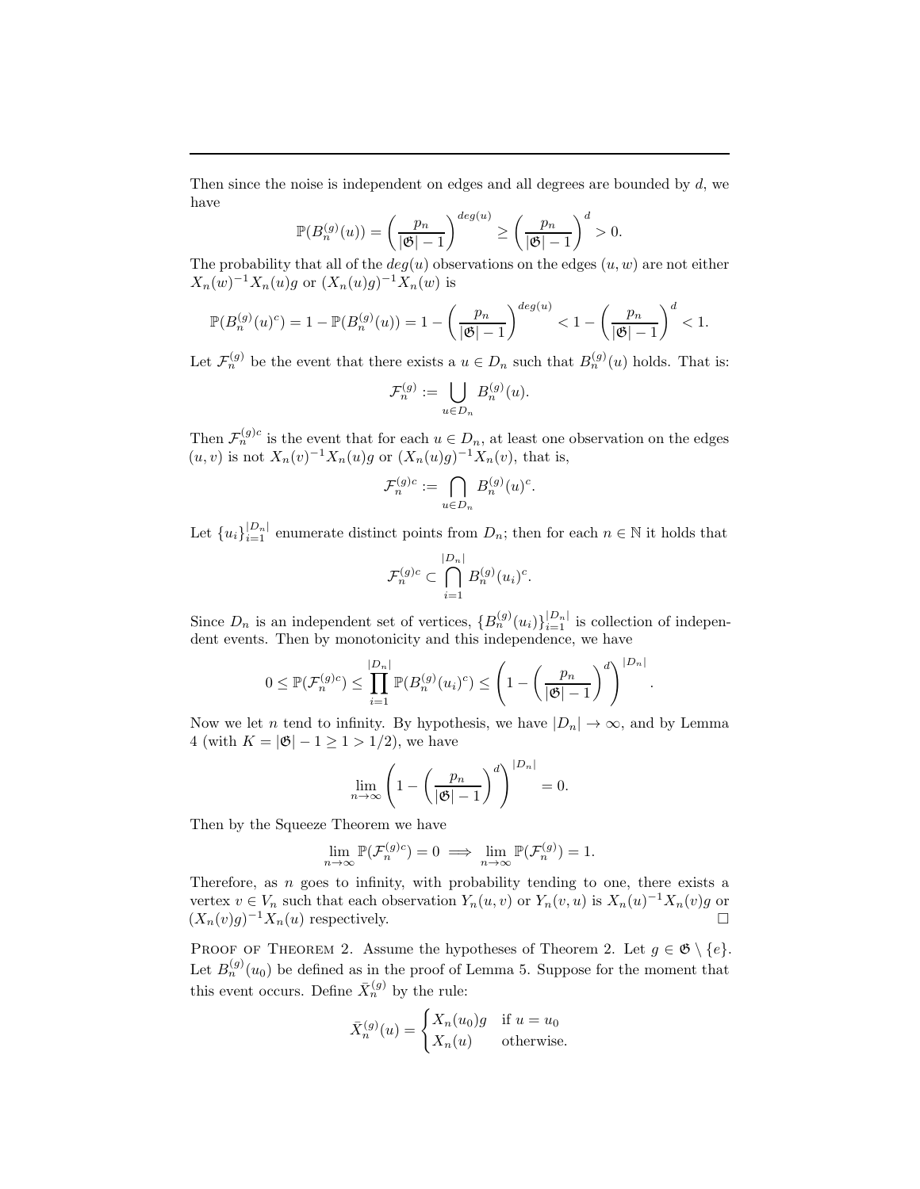Then since the noise is independent on edges and all degrees are bounded by $d$, we have

$$\mathbb{P}(B_n^{(g)}(u)) = \left(\frac{p_n}{|\mathfrak{G}|-1}\right)^{deg(u)} \geq \left(\frac{p_n}{|\mathfrak{G}|-1}\right)^d > 0.$$

The probability that all of the $deg(u)$ observations on the edges $(u, w)$ are not either $X_n(w)^{-1}X_n(u)g$ or $(X_n(u)g)^{-1}X_n(w)$ is

$$\mathbb{P}(B_n^{(g)}(u)^c) = 1 - \mathbb{P}(B_n^{(g)}(u)) = 1 - \left(\frac{p_n}{|\mathfrak{G}|-1}\right)^{deg(u)} < 1 - \left(\frac{p_n}{|\mathfrak{G}|-1}\right)^d < 1.$$

Let $\mathcal{F}_n^{(g)}$ be the event that there exists a $u \in D_n$ such that $B_n^{(g)}(u)$ holds. That is:

$$\mathcal{F}_n^{(g)} := \bigcup_{u \in D_n} B_n^{(g)}(u).$$

Then $\mathcal{F}_n^{(g)c}$ is the event that for each $u \in D_n$, at least one observation on the edges $(u, v)$ is not $X_n(v)^{-1}X_n(u)g$ or $(X_n(u)g)^{-1}X_n(v)$, that is,

$$\mathcal{F}_n^{(g)c} := \bigcap_{u \in D_n} B_n^{(g)}(u)^c.$$

Let $\{u_i\}_{i=1}^{|D_n|}$ enumerate distinct points from $D_n$; then for each $n \in \mathbb{N}$ it holds that

$$\mathcal{F}_n^{(g)c} \subset \bigcap_{i=1}^{|D_n|} B_n^{(g)}(u_i)^c.$$

Since $D_n$ is an independent set of vertices, $\{B_n^{(g)}(u_i)\}_{i=1}^{|D_n|}$ is collection of independent events. Then by monotonicity and this independence, we have

$$0 \leq \mathbb{P}(\mathcal{F}_n^{(g)c}) \leq \prod_{i=1}^{|D_n|} \mathbb{P}(B_n^{(g)}(u_i)^c) \leq \left(1 - \left(\frac{p_n}{|\mathfrak{G}|-1}\right)^d\right)^{|D_n|}.$$

Now we let $n$ tend to infinity. By hypothesis, we have $|D_n| \to \infty$, and by Lemma 4 (with $K = |\mathfrak{G}| - 1 \geq 1 > 1/2$), we have

$$\lim_{n\to\infty} \left(1 - \left(\frac{p_n}{|\mathfrak{G}|-1}\right)^d\right)^{|D_n|} = 0.$$

Then by the Squeeze Theorem we have

$$\lim_{n\to\infty} \mathbb{P}(\mathcal{F}_n^{(g)c}) = 0 \implies \lim_{n\to\infty} \mathbb{P}(\mathcal{F}_n^{(g)}) = 1.$$

Therefore, as $n$ goes to infinity, with probability tending to one, there exists a vertex $v \in V_n$ such that each observation $Y_n(u, v)$ or $Y_n(v, u)$ is $X_n(u)^{-1}X_n(v)g$ or $(X_n(v)g)^{-1}X_n(u)$ respectively. □

Proof of Theorem 2. Assume the hypotheses of Theorem 2. Let $g \in \mathfrak{G} \setminus \{e\}$. Let $B_n^{(g)}(u_0)$ be defined as in the proof of Lemma 5. Suppose for the moment that this event occurs. Define $\bar{X}_n^{(g)}$ by the rule:

$$\bar{X}_n^{(g)}(u) = \begin{cases} X_n(u_0)g & \text{if } u = u_0 \\ X_n(u) & \text{otherwise.} \end{cases}$$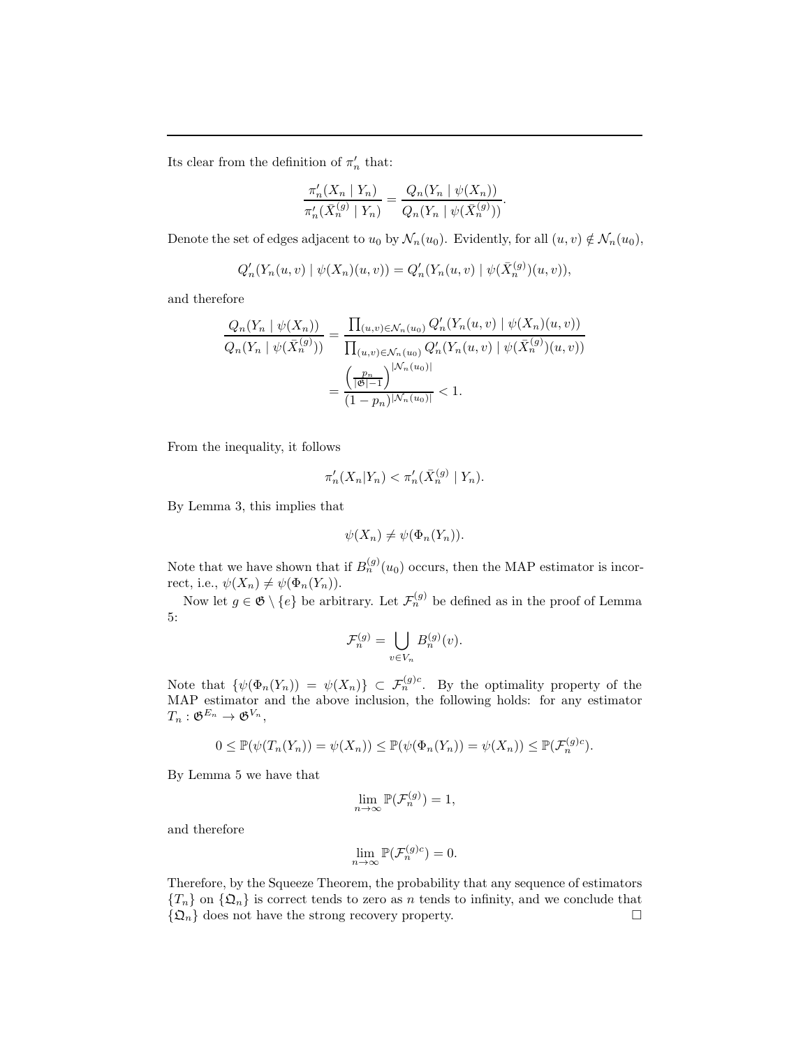Its clear from the definition of $\pi'_n$ that:

$$\frac{\pi'_n(X_n \mid Y_n)}{\pi'_n(\bar{X}_n^{(g)} \mid Y_n)} = \frac{Q_n(Y_n \mid \psi(X_n))}{Q_n(Y_n \mid \psi(\bar{X}_n^{(g)}))}.$$

Denote the set of edges adjacent to $u_0$ by $\mathcal{N}_n(u_0)$. Evidently, for all $(u, v) \notin \mathcal{N}_n(u_0)$,

$$Q'_n(Y_n(u, v) \mid \psi(X_n)(u, v)) = Q'_n(Y_n(u, v) \mid \psi(\bar{X}_n^{(g)})(u, v)),$$

and therefore

$$\begin{aligned}
\frac{Q_n(Y_n \mid \psi(X_n))}{Q_n(Y_n \mid \psi(\bar{X}_n^{(g)}))} &= \frac{\prod_{(u,v)\in\mathcal{N}_n(u_0)} Q'_n(Y_n(u, v) \mid \psi(X_n)(u, v))}{\prod_{(u,v)\in\mathcal{N}_n(u_0)} Q'_n(Y_n(u, v) \mid \psi(\bar{X}_n^{(g)})(u, v))} \\
&= \frac{\left(\frac{p_n}{|\mathfrak{G}|-1}\right)^{|\mathcal{N}_n(u_0)|}}{(1 - p_n)^{|\mathcal{N}_n(u_0)|}} < 1.
\end{aligned}$$

From the inequality, it follows

$$\pi'_n(X_n|Y_n) < \pi'_n(\bar{X}_n^{(g)} \mid Y_n).$$

By Lemma 3, this implies that

$$\psi(X_n) \neq \psi(\Phi_n(Y_n)).$$

Note that we have shown that if $B_n^{(g)}(u_0)$ occurs, then the MAP estimator is incorrect, i.e., $\psi(X_n) \neq \psi(\Phi_n(Y_n))$.

Now let $g \in \mathfrak{G} \setminus \{e\}$ be arbitrary. Let $\mathcal{F}_n^{(g)}$ be defined as in the proof of Lemma 5:

$$\mathcal{F}_n^{(g)} = \bigcup_{v\in V_n} B_n^{(g)}(v).$$

Note that $\{\psi(\Phi_n(Y_n)) = \psi(X_n)\} \subset \mathcal{F}_n^{(g)c}$. By the optimality property of the MAP estimator and the above inclusion, the following holds: for any estimator $T_n : \mathfrak{G}^{E_n} \to \mathfrak{G}^{V_n}$,

$$0 \leq \mathbb{P}(\psi(T_n(Y_n)) = \psi(X_n)) \leq \mathbb{P}(\psi(\Phi_n(Y_n)) = \psi(X_n)) \leq \mathbb{P}(\mathcal{F}_n^{(g)c}).$$

By Lemma 5 we have that

$$\lim_{n\to\infty} \mathbb{P}(\mathcal{F}_n^{(g)}) = 1,$$

and therefore

$$\lim_{n\to\infty} \mathbb{P}(\mathcal{F}_n^{(g)c}) = 0.$$

Therefore, by the Squeeze Theorem, the probability that any sequence of estimators $\{T_n\}$ on $\{\mathfrak{Q}_n\}$ is correct tends to zero as $n$ tends to infinity, and we conclude that $\{\mathfrak{Q}_n\}$ does not have the strong recovery property. □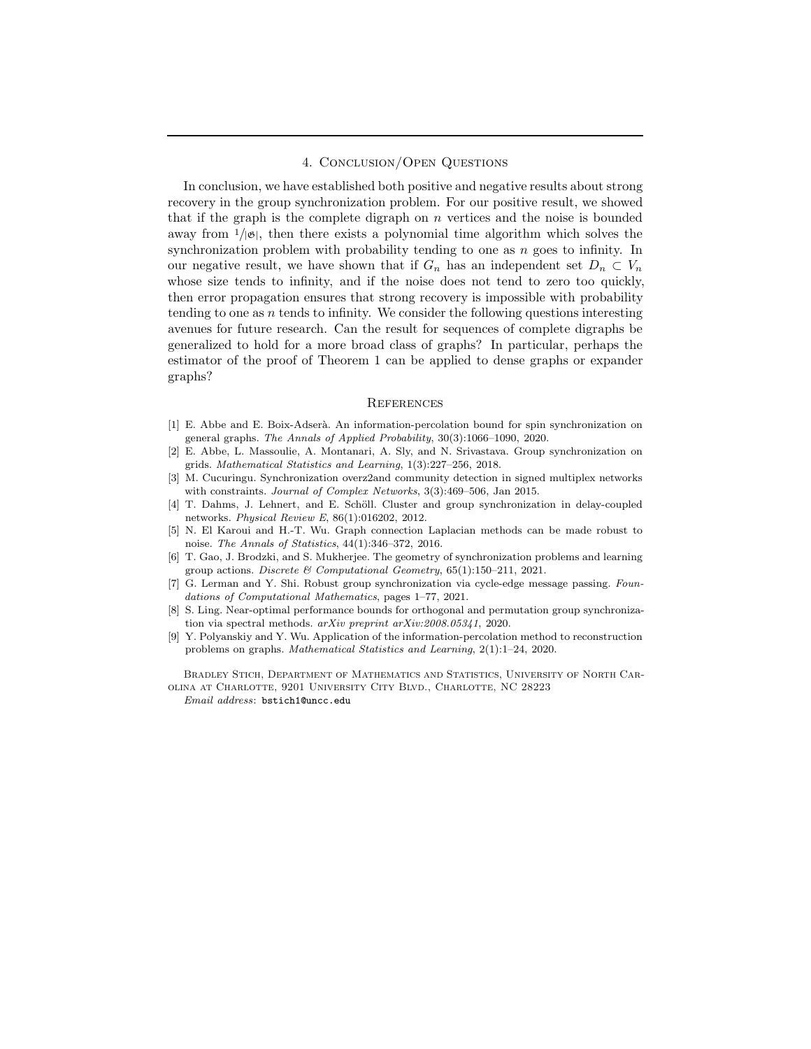## 4. Conclusion/Open Questions

In conclusion, we have established both positive and negative results about strong recovery in the group synchronization problem. For our positive result, we showed that if the graph is the complete digraph on $n$ vertices and the noise is bounded away from $1/|\mathfrak{G}|$, then there exists a polynomial time algorithm which solves the synchronization problem with probability tending to one as $n$ goes to infinity. In our negative result, we have shown that if $G_n$ has an independent set $D_n \subset V_n$ whose size tends to infinity, and if the noise does not tend to zero too quickly, then error propagation ensures that strong recovery is impossible with probability tending to one as $n$ tends to infinity. We consider the following questions interesting avenues for future research. Can the result for sequences of complete digraphs be generalized to hold for a more broad class of graphs? In particular, perhaps the estimator of the proof of Theorem 1 can be applied to dense graphs or expander graphs?

## References

[1] E. Abbe and E. Boix-Adserà. An information-percolation bound for spin synchronization on general graphs. *The Annals of Applied Probability*, 30(3):1066–1090, 2020.

[2] E. Abbe, L. Massoulie, A. Montanari, A. Sly, and N. Srivastava. Group synchronization on grids. *Mathematical Statistics and Learning*, 1(3):227–256, 2018.

[3] M. Cucuringu. Synchronization overz2and community detection in signed multiplex networks with constraints. *Journal of Complex Networks*, 3(3):469–506, Jan 2015.

[4] T. Dahms, J. Lehnert, and E. Schöll. Cluster and group synchronization in delay-coupled networks. *Physical Review E*, 86(1):016202, 2012.

[5] N. El Karoui and H.-T. Wu. Graph connection Laplacian methods can be made robust to noise. *The Annals of Statistics*, 44(1):346–372, 2016.

[6] T. Gao, J. Brodzki, and S. Mukherjee. The geometry of synchronization problems and learning group actions. *Discrete & Computational Geometry*, 65(1):150–211, 2021.

[7] G. Lerman and Y. Shi. Robust group synchronization via cycle-edge message passing. *Foundations of Computational Mathematics*, pages 1–77, 2021.

[8] S. Ling. Near-optimal performance bounds for orthogonal and permutation group synchronization via spectral methods. *arXiv preprint arXiv:2008.05341*, 2020.

[9] Y. Polyanskiy and Y. Wu. Application of the information-percolation method to reconstruction problems on graphs. *Mathematical Statistics and Learning*, 2(1):1–24, 2020.

Bradley Stich, Department of Mathematics and Statistics, University of North Carolina at Charlotte, 9201 University City Blvd., Charlotte, NC 28223

*Email address*: bstich1@uncc.edu